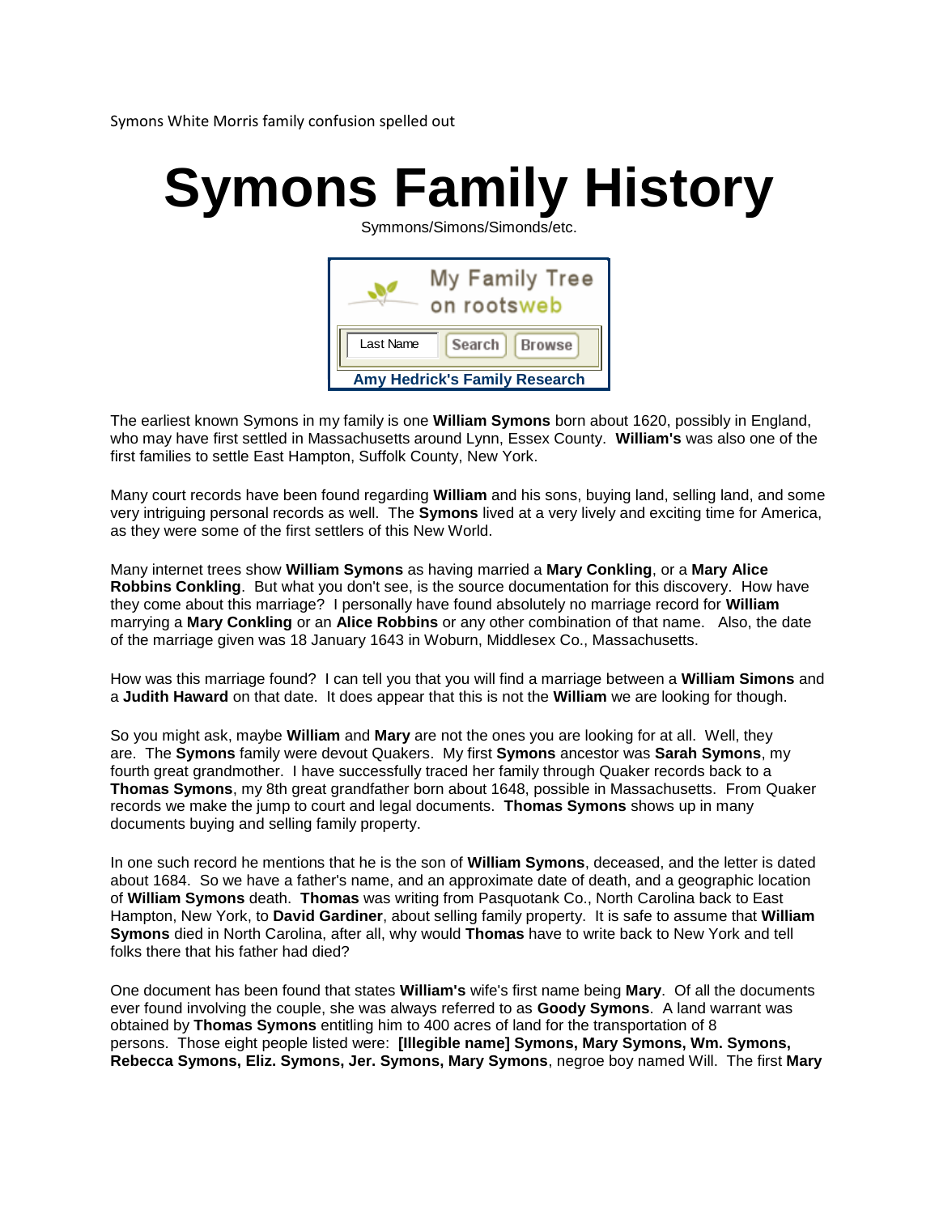Symons White Morris family confusion spelled out

# Symons Family History

Symmons/Simons/Simonds/etc.

My Family Tree on rootsweb

Last Name | Search | Browse

**Amy Hedrick's Family Research**

The earliest known Symons in my family is one **William Symons** born about 1620, possibly in England, who may have first settled in Massachusetts around Lynn, Essex County. **William's** was also one of the first families to settle East Hampton, Suffolk County, New York.

Many court records have been found regarding **William** and his sons, buying land, selling land, and some very intriguing personal records as well. The **Symons** lived at a very lively and exciting time for America, as they were some of the first settlers of this New World.

Many internet trees show **William Symons** as having married a **Mary Conkling**, or a **Mary Alice Robbins Conkling**. But what you don't see, is the source documentation for this discovery. How have they come about this marriage? I personally have found absolutely no marriage record for **William** marrying a **Mary Conkling** or an **Alice Robbins** or any other combination of that name. Also, the date of the marriage given was 18 January 1643 in Woburn, Middlesex Co., Massachusetts.

How was this marriage found? I can tell you that you will find a marriage between a **William Simons** and a **Judith Haward** on that date. It does appear that this is not the **William** we are looking for though.

So you might ask, maybe **William** and **Mary** are not the ones you are looking for at all. Well, they are. The **Symons** family were devout Quakers. My first **Symons** ancestor was **Sarah Symons**, my fourth great grandmother. I have successfully traced her family through Quaker records back to a **Thomas Symons**, my 8th great grandfather born about 1648, possible in Massachusetts. From Quaker records we make the jump to court and legal documents. **Thomas Symons** shows up in many documents buying and selling family property.

In one such record he mentions that he is the son of **William Symons**, deceased, and the letter is dated about 1684. So we have a father's name, and an approximate date of death, and a geographic location of **William Symons** death. **Thomas** was writing from Pasquotank Co., North Carolina back to East Hampton, New York, to **David Gardiner**, about selling family property. It is safe to assume that **William Symons** died in North Carolina, after all, why would **Thomas** have to write back to New York and tell folks there that his father had died?

One document has been found that states **William's** wife's first name being **Mary**. Of all the documents ever found involving the couple, she was always referred to as **Goody Symons**. A land warrant was obtained by **Thomas Symons** entitling him to 400 acres of land for the transportation of 8 persons. Those eight people listed were: **[Illegible name] Symons, Mary Symons, Wm. Symons, Rebecca Symons, Eliz. Symons, Jer. Symons, Mary Symons**, negroe boy named Will. The first **Mary**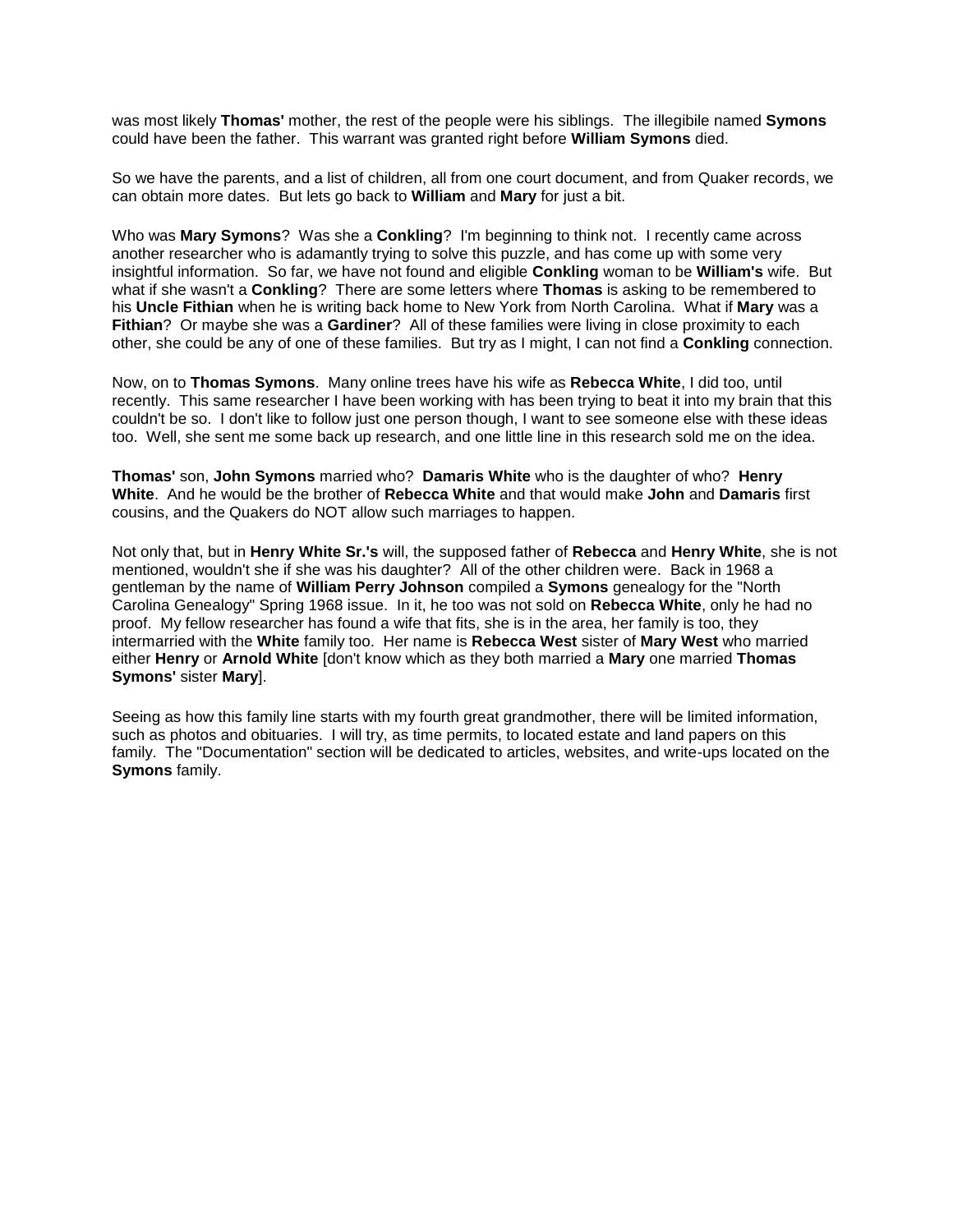was most likely **Thomas'** mother, the rest of the people were his siblings. The illegibile named **Symons** could have been the father. This warrant was granted right before **William Symons** died.

So we have the parents, and a list of children, all from one court document, and from Quaker records, we can obtain more dates. But lets go back to **William** and **Mary** for just a bit.

Who was **Mary Symons**? Was she a **Conkling**? I'm beginning to think not. I recently came across another researcher who is adamantly trying to solve this puzzle, and has come up with some very insightful information. So far, we have not found and eligible **Conkling** woman to be **William's** wife. But what if she wasn't a **Conkling**? There are some letters where **Thomas** is asking to be remembered to his **Uncle Fithian** when he is writing back home to New York from North Carolina. What if **Mary** was a **Fithian**? Or maybe she was a **Gardiner**? All of these families were living in close proximity to each other, she could be any of one of these families. But try as I might, I can not find a **Conkling** connection.

Now, on to **Thomas Symons**. Many online trees have his wife as **Rebecca White**, I did too, until recently. This same researcher I have been working with has been trying to beat it into my brain that this couldn't be so. I don't like to follow just one person though, I want to see someone else with these ideas too. Well, she sent me some back up research, and one little line in this research sold me on the idea.

**Thomas'** son, **John Symons** married who? **Damaris White** who is the daughter of who? **Henry White**. And he would be the brother of **Rebecca White** and that would make **John** and **Damaris** first cousins, and the Quakers do NOT allow such marriages to happen.

Not only that, but in **Henry White Sr.'s** will, the supposed father of **Rebecca** and **Henry White**, she is not mentioned, wouldn't she if she was his daughter? All of the other children were. Back in 1968 a gentleman by the name of **William Perry Johnson** compiled a **Symons** genealogy for the "North Carolina Genealogy" Spring 1968 issue. In it, he too was not sold on **Rebecca White**, only he had no proof. My fellow researcher has found a wife that fits, she is in the area, her family is too, they intermarried with the **White** family too. Her name is **Rebecca West** sister of **Mary West** who married either **Henry** or **Arnold White** [don't know which as they both married a **Mary** one married **Thomas Symons'** sister **Mary**].

Seeing as how this family line starts with my fourth great grandmother, there will be limited information, such as photos and obituaries. I will try, as time permits, to located estate and land papers on this family. The "Documentation" section will be dedicated to articles, websites, and write-ups located on the **Symons** family.